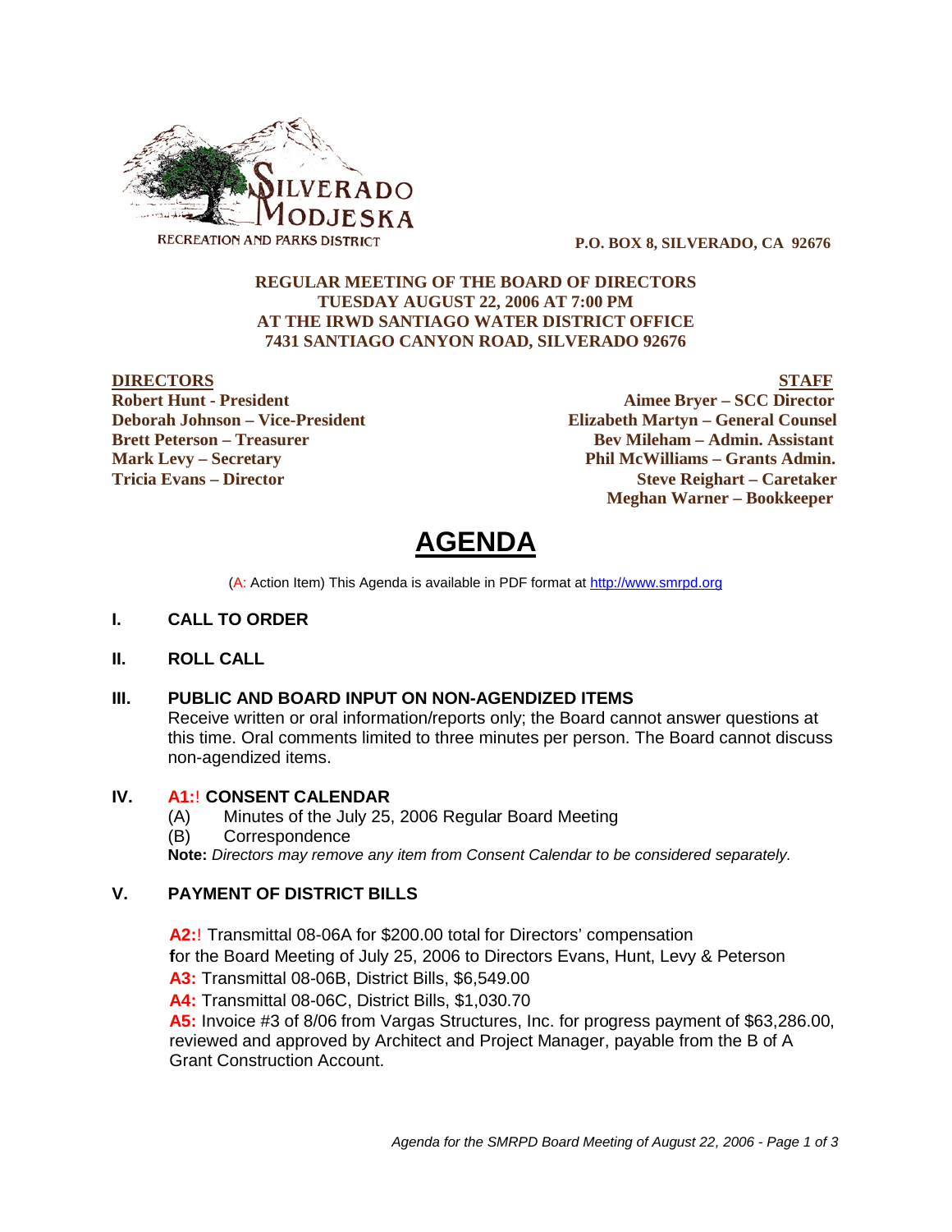SILVERADO MODJESKA

RECREATION AND PARKS DISTRICT

**P.O. BOX 8, SILVERADO, CA 92676**

**REGULAR MEETING OF THE BOARD OF DIRECTORS**
**TUESDAY AUGUST 22, 2006 AT 7:00 PM**
**AT THE IRWD SANTIAGO WATER DISTRICT OFFICE**
**7431 SANTIAGO CANYON ROAD, SILVERADO 92676**

**DIRECTORS**
**Robert Hunt - President**
**Deborah Johnson – Vice-President**
**Brett Peterson – Treasurer**
**Mark Levy – Secretary**
**Tricia Evans – Director**

**STAFF**
**Aimee Bryer – SCC Director**
**Elizabeth Martyn – General Counsel**
**Bev Mileham – Admin. Assistant**
**Phil McWilliams – Grants Admin.**
**Steve Reighart – Caretaker**
**Meghan Warner – Bookkeeper**

# AGENDA

(A: Action Item) This Agenda is available in PDF format at http://www.smrpd.org

## I. CALL TO ORDER

## II. ROLL CALL

## III. PUBLIC AND BOARD INPUT ON NON-AGENDIZED ITEMS

Receive written or oral information/reports only; the Board cannot answer questions at this time. Oral comments limited to three minutes per person. The Board cannot discuss non-agendized items.

## IV. A1:! CONSENT CALENDAR

(A) Minutes of the July 25, 2006 Regular Board Meeting

(B) Correspondence

**Note:** *Directors may remove any item from Consent Calendar to be considered separately.*

## V. PAYMENT OF DISTRICT BILLS

**A2:**! Transmittal 08-06A for $200.00 total for Directors' compensation **f**or the Board Meeting of July 25, 2006 to Directors Evans, Hunt, Levy & Peterson

**A3:** Transmittal 08-06B, District Bills, $6,549.00

**A4:** Transmittal 08-06C, District Bills, $1,030.70

**A5:** Invoice #3 of 8/06 from Vargas Structures, Inc. for progress payment of $63,286.00, reviewed and approved by Architect and Project Manager, payable from the B of A Grant Construction Account.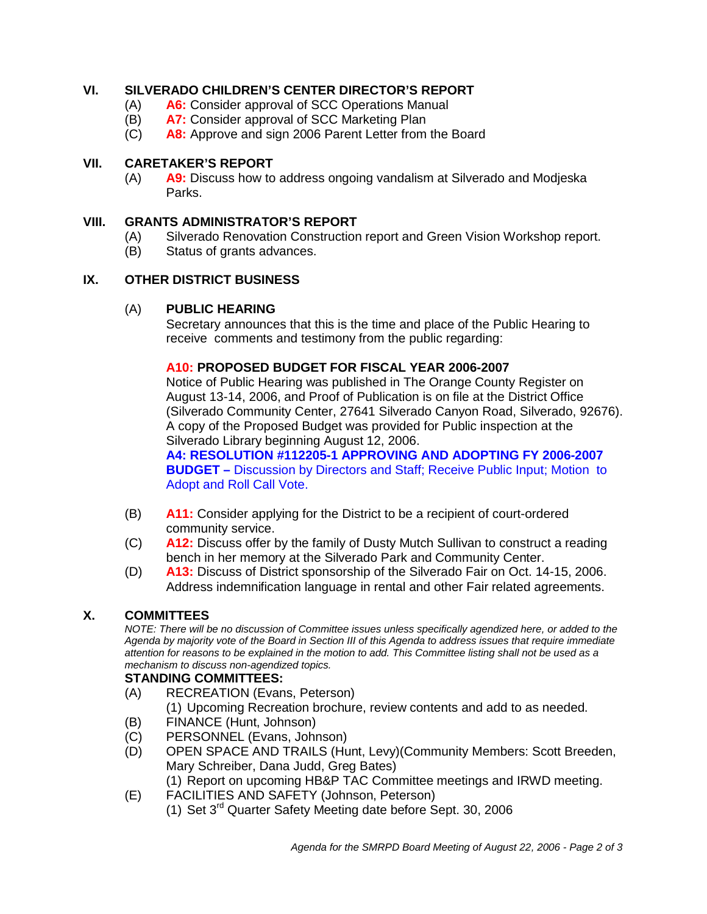## VI. SILVERADO CHILDREN'S CENTER DIRECTOR'S REPORT

(A) **A6:** Consider approval of SCC Operations Manual
(B) **A7:** Consider approval of SCC Marketing Plan
(C) **A8:** Approve and sign 2006 Parent Letter from the Board

## VII. CARETAKER'S REPORT

(A) **A9:** Discuss how to address ongoing vandalism at Silverado and Modjeska Parks.

## VIII. GRANTS ADMINISTRATOR'S REPORT

(A) Silverado Renovation Construction report and Green Vision Workshop report.
(B) Status of grants advances.

## IX. OTHER DISTRICT BUSINESS

(A) **PUBLIC HEARING**

Secretary announces that this is the time and place of the Public Hearing to receive comments and testimony from the public regarding:

**A10: PROPOSED BUDGET FOR FISCAL YEAR 2006-2007**
Notice of Public Hearing was published in The Orange County Register on August 13-14, 2006, and Proof of Publication is on file at the District Office (Silverado Community Center, 27641 Silverado Canyon Road, Silverado, 92676). A copy of the Proposed Budget was provided for Public inspection at the Silverado Library beginning August 12, 2006.
**A4: RESOLUTION #112205-1 APPROVING AND ADOPTING FY 2006-2007 BUDGET –** Discussion by Directors and Staff; Receive Public Input; Motion to Adopt and Roll Call Vote.

(B) **A11:** Consider applying for the District to be a recipient of court-ordered community service.
(C) **A12:** Discuss offer by the family of Dusty Mutch Sullivan to construct a reading bench in her memory at the Silverado Park and Community Center.
(D) **A13:** Discuss of District sponsorship of the Silverado Fair on Oct. 14-15, 2006. Address indemnification language in rental and other Fair related agreements.

## X. COMMITTEES

*NOTE: There will be no discussion of Committee issues unless specifically agendized here, or added to the Agenda by majority vote of the Board in Section III of this Agenda to address issues that require immediate attention for reasons to be explained in the motion to add. This Committee listing shall not be used as a mechanism to discuss non-agendized topics.*

**STANDING COMMITTEES:**

(A) RECREATION (Evans, Peterson)
(1) Upcoming Recreation brochure, review contents and add to as needed.
(B) FINANCE (Hunt, Johnson)
(C) PERSONNEL (Evans, Johnson)
(D) OPEN SPACE AND TRAILS (Hunt, Levy)(Community Members: Scott Breeden, Mary Schreiber, Dana Judd, Greg Bates)
(1) Report on upcoming HB&P TAC Committee meetings and IRWD meeting.
(E) FACILITIES AND SAFETY (Johnson, Peterson)
(1) Set 3rd Quarter Safety Meeting date before Sept. 30, 2006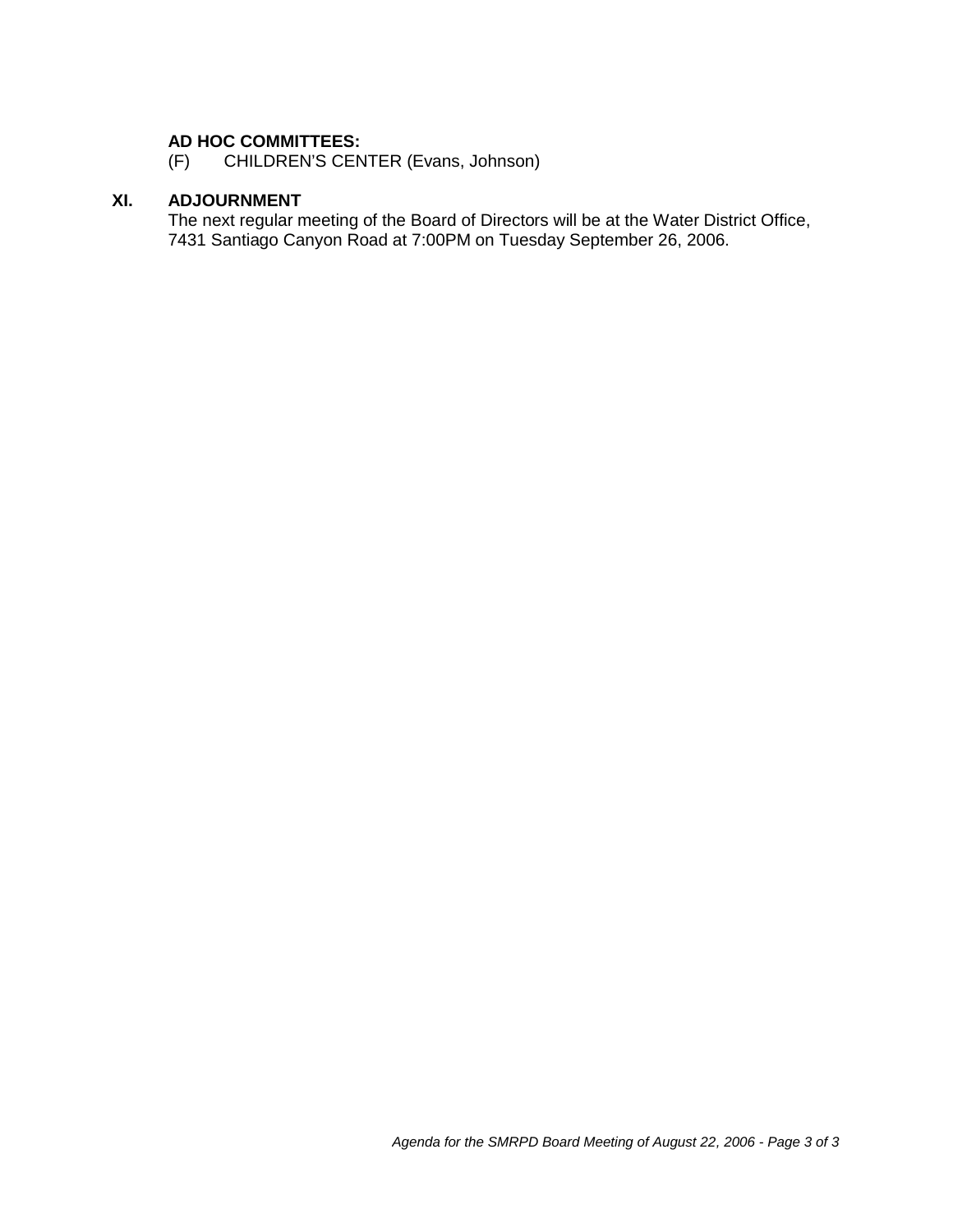**AD HOC COMMITTEES:**

(F) CHILDREN'S CENTER (Evans, Johnson)

## XI. ADJOURNMENT

The next regular meeting of the Board of Directors will be at the Water District Office, 7431 Santiago Canyon Road at 7:00PM on Tuesday September 26, 2006.